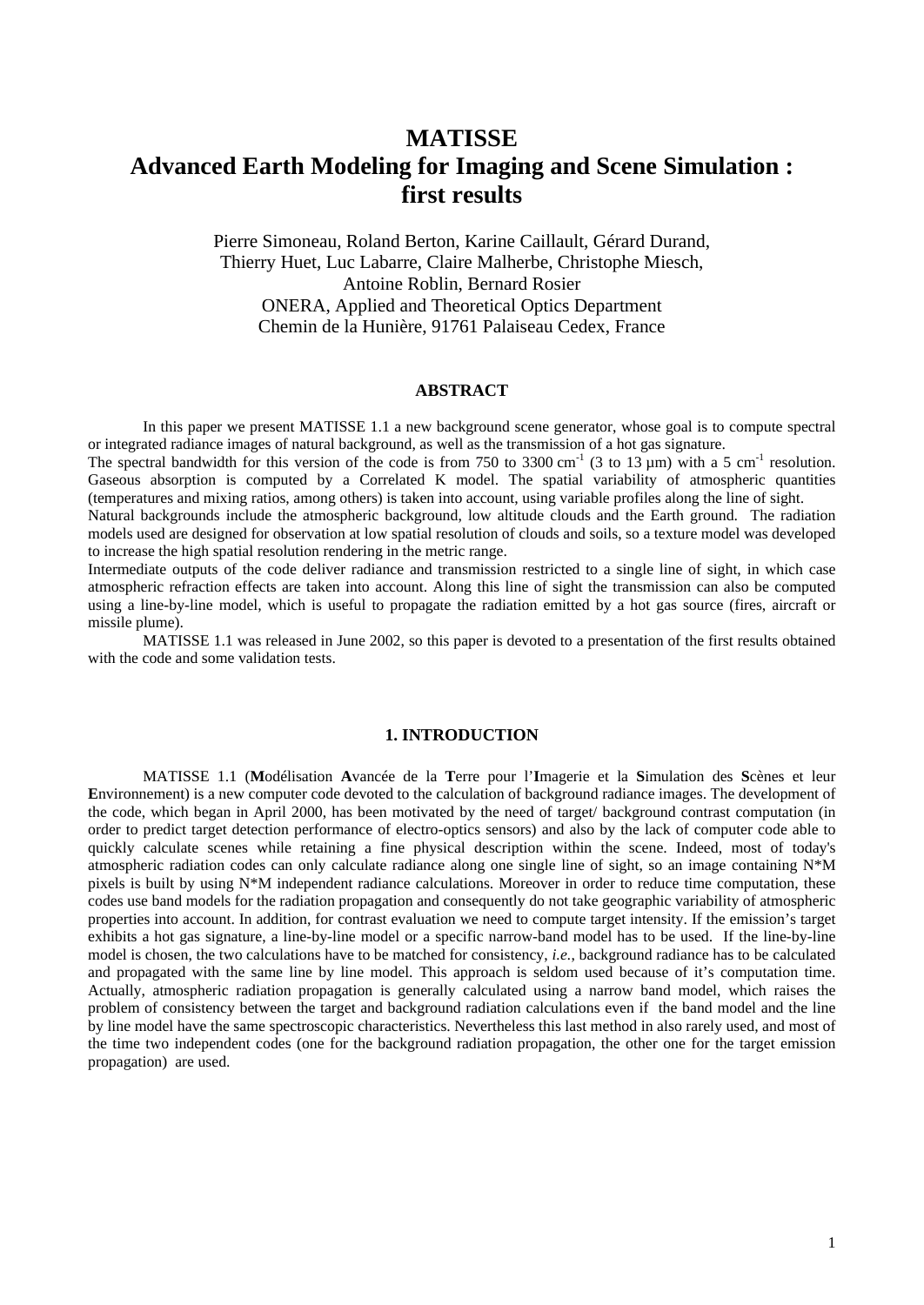# MATISSE
# Advanced Earth Modeling for Imaging and Scene Simulation : first results

Pierre Simoneau, Roland Berton, Karine Caillault, Gérard Durand,
Thierry Huet, Luc Labarre, Claire Malherbe, Christophe Miesch,
Antoine Roblin, Bernard Rosier
ONERA, Applied and Theoretical Optics Department
Chemin de la Hunière, 91761 Palaiseau Cedex, France

## ABSTRACT

In this paper we present MATISSE 1.1 a new background scene generator, whose goal is to compute spectral or integrated radiance images of natural background, as well as the transmission of a hot gas signature.
The spectral bandwidth for this version of the code is from 750 to 3300 cm$^{-1}$ (3 to 13 µm) with a 5 cm$^{-1}$ resolution. Gaseous absorption is computed by a Correlated K model. The spatial variability of atmospheric quantities (temperatures and mixing ratios, among others) is taken into account, using variable profiles along the line of sight.
Natural backgrounds include the atmospheric background, low altitude clouds and the Earth ground. The radiation models used are designed for observation at low spatial resolution of clouds and soils, so a texture model was developed to increase the high spatial resolution rendering in the metric range.
Intermediate outputs of the code deliver radiance and transmission restricted to a single line of sight, in which case atmospheric refraction effects are taken into account. Along this line of sight the transmission can also be computed using a line-by-line model, which is useful to propagate the radiation emitted by a hot gas source (fires, aircraft or missile plume).
MATISSE 1.1 was released in June 2002, so this paper is devoted to a presentation of the first results obtained with the code and some validation tests.

## 1. INTRODUCTION

MATISSE 1.1 (**M**odélisation **A**vancée de la **T**erre pour l'**I**magerie et la **S**imulation des **S**cènes et leur **E**nvironnement) is a new computer code devoted to the calculation of background radiance images. The development of the code, which began in April 2000, has been motivated by the need of target/ background contrast computation (in order to predict target detection performance of electro-optics sensors) and also by the lack of computer code able to quickly calculate scenes while retaining a fine physical description within the scene. Indeed, most of today's atmospheric radiation codes can only calculate radiance along one single line of sight, so an image containing N*M pixels is built by using N*M independent radiance calculations. Moreover in order to reduce time computation, these codes use band models for the radiation propagation and consequently do not take geographic variability of atmospheric properties into account. In addition, for contrast evaluation we need to compute target intensity. If the emission's target exhibits a hot gas signature, a line-by-line model or a specific narrow-band model has to be used. If the line-by-line model is chosen, the two calculations have to be matched for consistency, *i.e.*, background radiance has to be calculated and propagated with the same line by line model. This approach is seldom used because of it's computation time. Actually, atmospheric radiation propagation is generally calculated using a narrow band model, which raises the problem of consistency between the target and background radiation calculations even if the band model and the line by line model have the same spectroscopic characteristics. Nevertheless this last method in also rarely used, and most of the time two independent codes (one for the background radiation propagation, the other one for the target emission propagation) are used.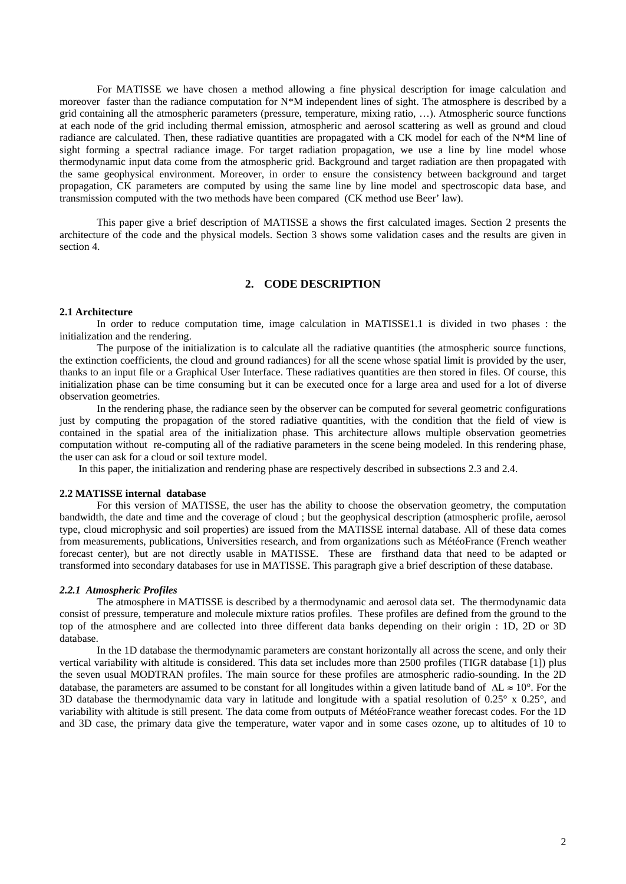For MATISSE we have chosen a method allowing a fine physical description for image calculation and moreover faster than the radiance computation for N*M independent lines of sight. The atmosphere is described by a grid containing all the atmospheric parameters (pressure, temperature, mixing ratio, …). Atmospheric source functions at each node of the grid including thermal emission, atmospheric and aerosol scattering as well as ground and cloud radiance are calculated. Then, these radiative quantities are propagated with a CK model for each of the N*M line of sight forming a spectral radiance image. For target radiation propagation, we use a line by line model whose thermodynamic input data come from the atmospheric grid. Background and target radiation are then propagated with the same geophysical environment. Moreover, in order to ensure the consistency between background and target propagation, CK parameters are computed by using the same line by line model and spectroscopic data base, and transmission computed with the two methods have been compared (CK method use Beer' law).

This paper give a brief description of MATISSE a shows the first calculated images. Section 2 presents the architecture of the code and the physical models. Section 3 shows some validation cases and the results are given in section 4.

## 2. CODE DESCRIPTION

### 2.1 Architecture

In order to reduce computation time, image calculation in MATISSE1.1 is divided in two phases : the initialization and the rendering.

The purpose of the initialization is to calculate all the radiative quantities (the atmospheric source functions, the extinction coefficients, the cloud and ground radiances) for all the scene whose spatial limit is provided by the user, thanks to an input file or a Graphical User Interface. These radiatives quantities are then stored in files. Of course, this initialization phase can be time consuming but it can be executed once for a large area and used for a lot of diverse observation geometries.

In the rendering phase, the radiance seen by the observer can be computed for several geometric configurations just by computing the propagation of the stored radiative quantities, with the condition that the field of view is contained in the spatial area of the initialization phase. This architecture allows multiple observation geometries computation without re-computing all of the radiative parameters in the scene being modeled. In this rendering phase, the user can ask for a cloud or soil texture model.

In this paper, the initialization and rendering phase are respectively described in subsections 2.3 and 2.4.

### 2.2 MATISSE internal database

For this version of MATISSE, the user has the ability to choose the observation geometry, the computation bandwidth, the date and time and the coverage of cloud ; but the geophysical description (atmospheric profile, aerosol type, cloud microphysic and soil properties) are issued from the MATISSE internal database. All of these data comes from measurements, publications, Universities research, and from organizations such as MétéoFrance (French weather forecast center), but are not directly usable in MATISSE. These are firsthand data that need to be adapted or transformed into secondary databases for use in MATISSE. This paragraph give a brief description of these database.

#### *2.2.1 Atmospheric Profiles*

The atmosphere in MATISSE is described by a thermodynamic and aerosol data set. The thermodynamic data consist of pressure, temperature and molecule mixture ratios profiles. These profiles are defined from the ground to the top of the atmosphere and are collected into three different data banks depending on their origin : 1D, 2D or 3D database.

In the 1D database the thermodynamic parameters are constant horizontally all across the scene, and only their vertical variability with altitude is considered. This data set includes more than 2500 profiles (TIGR database [1]) plus the seven usual MODTRAN profiles. The main source for these profiles are atmospheric radio-sounding. In the 2D database, the parameters are assumed to be constant for all longitudes within a given latitude band of $\Delta L \approx 10°$. For the 3D database the thermodynamic data vary in latitude and longitude with a spatial resolution of 0.25° x 0.25°, and variability with altitude is still present. The data come from outputs of MétéoFrance weather forecast codes. For the 1D and 3D case, the primary data give the temperature, water vapor and in some cases ozone, up to altitudes of 10 to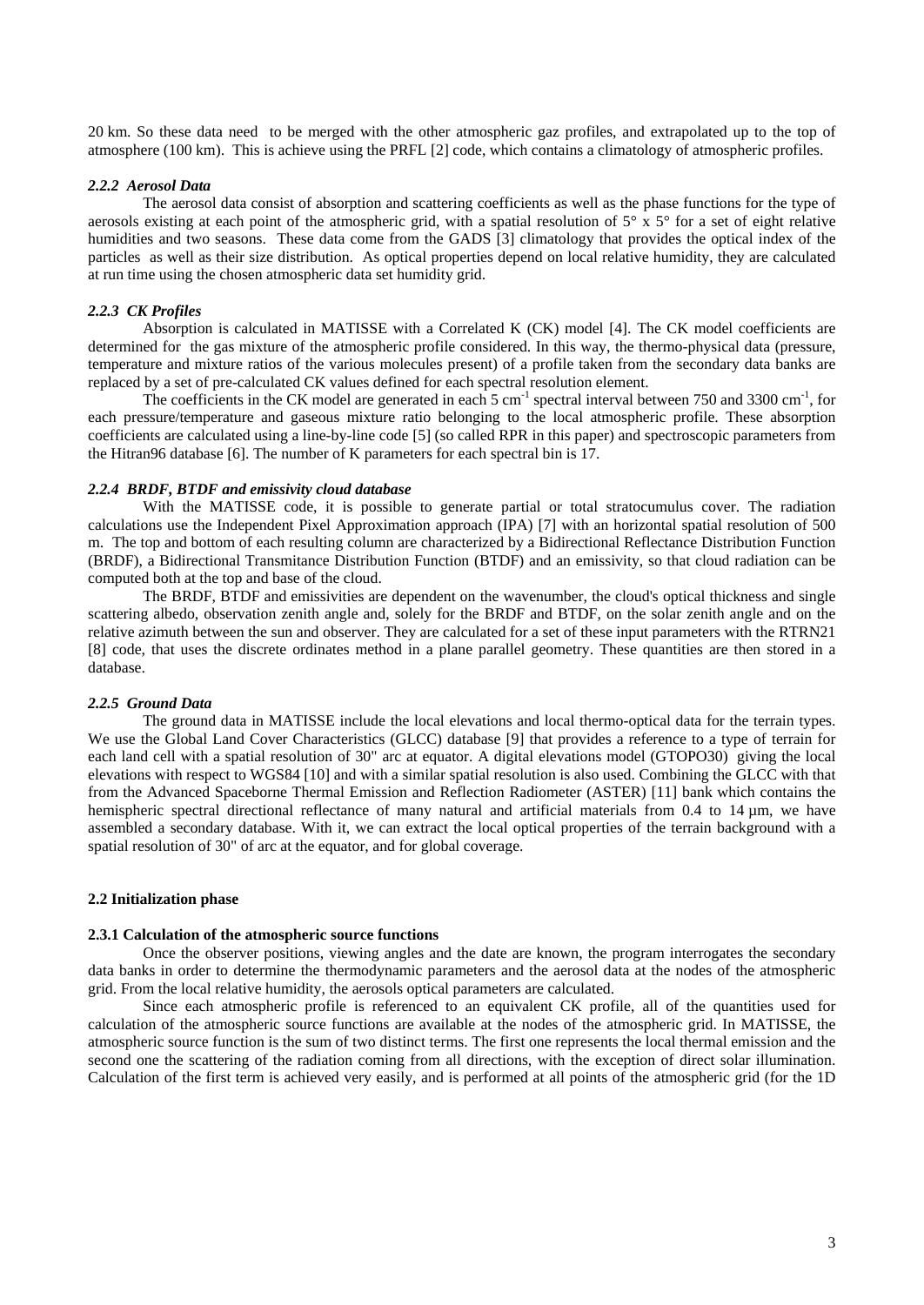20 km. So these data need to be merged with the other atmospheric gaz profiles, and extrapolated up to the top of atmosphere (100 km). This is achieve using the PRFL [2] code, which contains a climatology of atmospheric profiles.

#### *2.2.2 Aerosol Data*

The aerosol data consist of absorption and scattering coefficients as well as the phase functions for the type of aerosols existing at each point of the atmospheric grid, with a spatial resolution of 5° x 5° for a set of eight relative humidities and two seasons. These data come from the GADS [3] climatology that provides the optical index of the particles as well as their size distribution. As optical properties depend on local relative humidity, they are calculated at run time using the chosen atmospheric data set humidity grid.

#### *2.2.3 CK Profiles*

Absorption is calculated in MATISSE with a Correlated K (CK) model [4]. The CK model coefficients are determined for the gas mixture of the atmospheric profile considered. In this way, the thermo-physical data (pressure, temperature and mixture ratios of the various molecules present) of a profile taken from the secondary data banks are replaced by a set of pre-calculated CK values defined for each spectral resolution element.

The coefficients in the CK model are generated in each 5 $cm^{-1}$ spectral interval between 750 and 3300 $cm^{-1}$, for each pressure/temperature and gaseous mixture ratio belonging to the local atmospheric profile. These absorption coefficients are calculated using a line-by-line code [5] (so called RPR in this paper) and spectroscopic parameters from the Hitran96 database [6]. The number of K parameters for each spectral bin is 17.

#### *2.2.4 BRDF, BTDF and emissivity cloud database*

With the MATISSE code, it is possible to generate partial or total stratocumulus cover. The radiation calculations use the Independent Pixel Approximation approach (IPA) [7] with an horizontal spatial resolution of 500 m. The top and bottom of each resulting column are characterized by a Bidirectional Reflectance Distribution Function (BRDF), a Bidirectional Transmitance Distribution Function (BTDF) and an emissivity, so that cloud radiation can be computed both at the top and base of the cloud.

The BRDF, BTDF and emissivities are dependent on the wavenumber, the cloud's optical thickness and single scattering albedo, observation zenith angle and, solely for the BRDF and BTDF, on the solar zenith angle and on the relative azimuth between the sun and observer. They are calculated for a set of these input parameters with the RTRN21 [8] code, that uses the discrete ordinates method in a plane parallel geometry. These quantities are then stored in a database.

#### *2.2.5 Ground Data*

The ground data in MATISSE include the local elevations and local thermo-optical data for the terrain types. We use the Global Land Cover Characteristics (GLCC) database [9] that provides a reference to a type of terrain for each land cell with a spatial resolution of 30" arc at equator. A digital elevations model (GTOPO30) giving the local elevations with respect to WGS84 [10] and with a similar spatial resolution is also used. Combining the GLCC with that from the Advanced Spaceborne Thermal Emission and Reflection Radiometer (ASTER) [11] bank which contains the hemispheric spectral directional reflectance of many natural and artificial materials from 0.4 to 14 µm, we have assembled a secondary database. With it, we can extract the local optical properties of the terrain background with a spatial resolution of 30" of arc at the equator, and for global coverage.

### 2.2 Initialization phase

#### 2.3.1 Calculation of the atmospheric source functions

Once the observer positions, viewing angles and the date are known, the program interrogates the secondary data banks in order to determine the thermodynamic parameters and the aerosol data at the nodes of the atmospheric grid. From the local relative humidity, the aerosols optical parameters are calculated.

Since each atmospheric profile is referenced to an equivalent CK profile, all of the quantities used for calculation of the atmospheric source functions are available at the nodes of the atmospheric grid. In MATISSE, the atmospheric source function is the sum of two distinct terms. The first one represents the local thermal emission and the second one the scattering of the radiation coming from all directions, with the exception of direct solar illumination. Calculation of the first term is achieved very easily, and is performed at all points of the atmospheric grid (for the 1D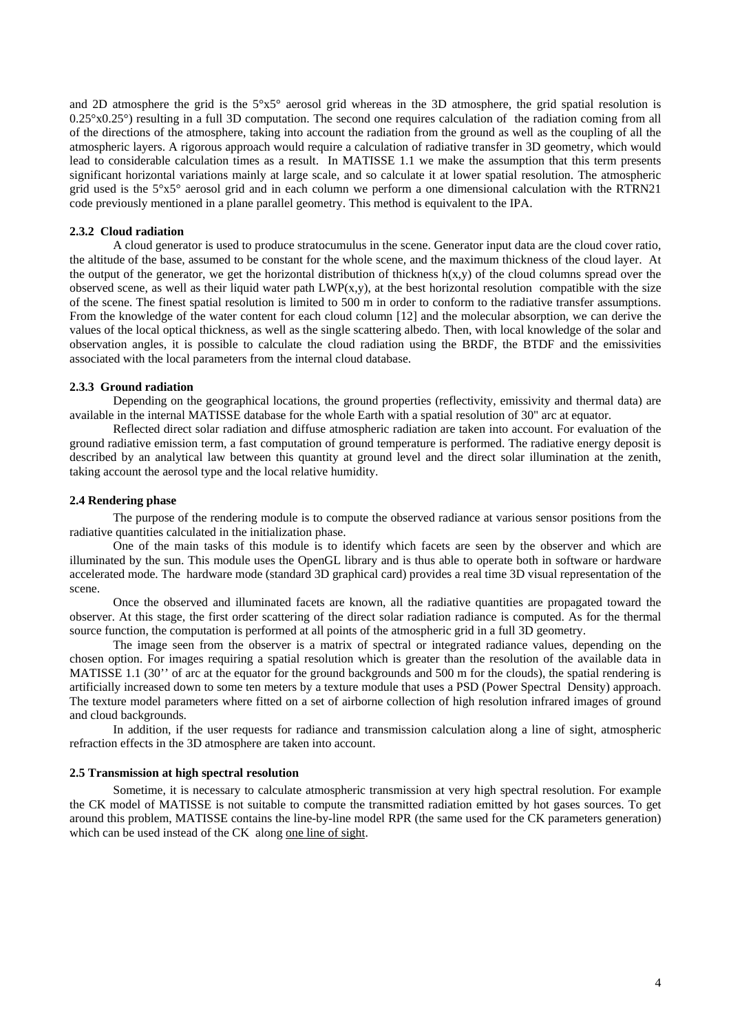and 2D atmosphere the grid is the 5°x5° aerosol grid whereas in the 3D atmosphere, the grid spatial resolution is 0.25°x0.25°) resulting in a full 3D computation. The second one requires calculation of the radiation coming from all of the directions of the atmosphere, taking into account the radiation from the ground as well as the coupling of all the atmospheric layers. A rigorous approach would require a calculation of radiative transfer in 3D geometry, which would lead to considerable calculation times as a result. In MATISSE 1.1 we make the assumption that this term presents significant horizontal variations mainly at large scale, and so calculate it at lower spatial resolution. The atmospheric grid used is the 5°x5° aerosol grid and in each column we perform a one dimensional calculation with the RTRN21 code previously mentioned in a plane parallel geometry. This method is equivalent to the IPA.

#### 2.3.2 Cloud radiation

A cloud generator is used to produce stratocumulus in the scene. Generator input data are the cloud cover ratio, the altitude of the base, assumed to be constant for the whole scene, and the maximum thickness of the cloud layer. At the output of the generator, we get the horizontal distribution of thickness $h(x,y)$ of the cloud columns spread over the observed scene, as well as their liquid water path $LWP(x,y)$, at the best horizontal resolution compatible with the size of the scene. The finest spatial resolution is limited to 500 m in order to conform to the radiative transfer assumptions. From the knowledge of the water content for each cloud column [12] and the molecular absorption, we can derive the values of the local optical thickness, as well as the single scattering albedo. Then, with local knowledge of the solar and observation angles, it is possible to calculate the cloud radiation using the BRDF, the BTDF and the emissivities associated with the local parameters from the internal cloud database.

#### 2.3.3 Ground radiation

Depending on the geographical locations, the ground properties (reflectivity, emissivity and thermal data) are available in the internal MATISSE database for the whole Earth with a spatial resolution of 30" arc at equator.

Reflected direct solar radiation and diffuse atmospheric radiation are taken into account. For evaluation of the ground radiative emission term, a fast computation of ground temperature is performed. The radiative energy deposit is described by an analytical law between this quantity at ground level and the direct solar illumination at the zenith, taking account the aerosol type and the local relative humidity.

### 2.4 Rendering phase

The purpose of the rendering module is to compute the observed radiance at various sensor positions from the radiative quantities calculated in the initialization phase.

One of the main tasks of this module is to identify which facets are seen by the observer and which are illuminated by the sun. This module uses the OpenGL library and is thus able to operate both in software or hardware accelerated mode. The hardware mode (standard 3D graphical card) provides a real time 3D visual representation of the scene.

Once the observed and illuminated facets are known, all the radiative quantities are propagated toward the observer. At this stage, the first order scattering of the direct solar radiation radiance is computed. As for the thermal source function, the computation is performed at all points of the atmospheric grid in a full 3D geometry.

The image seen from the observer is a matrix of spectral or integrated radiance values, depending on the chosen option. For images requiring a spatial resolution which is greater than the resolution of the available data in MATISSE 1.1 (30'' of arc at the equator for the ground backgrounds and 500 m for the clouds), the spatial rendering is artificially increased down to some ten meters by a texture module that uses a PSD (Power Spectral Density) approach. The texture model parameters where fitted on a set of airborne collection of high resolution infrared images of ground and cloud backgrounds.

In addition, if the user requests for radiance and transmission calculation along a line of sight, atmospheric refraction effects in the 3D atmosphere are taken into account.

### 2.5 Transmission at high spectral resolution

Sometime, it is necessary to calculate atmospheric transmission at very high spectral resolution. For example the CK model of MATISSE is not suitable to compute the transmitted radiation emitted by hot gases sources. To get around this problem, MATISSE contains the line-by-line model RPR (the same used for the CK parameters generation) which can be used instead of the CK along one line of sight.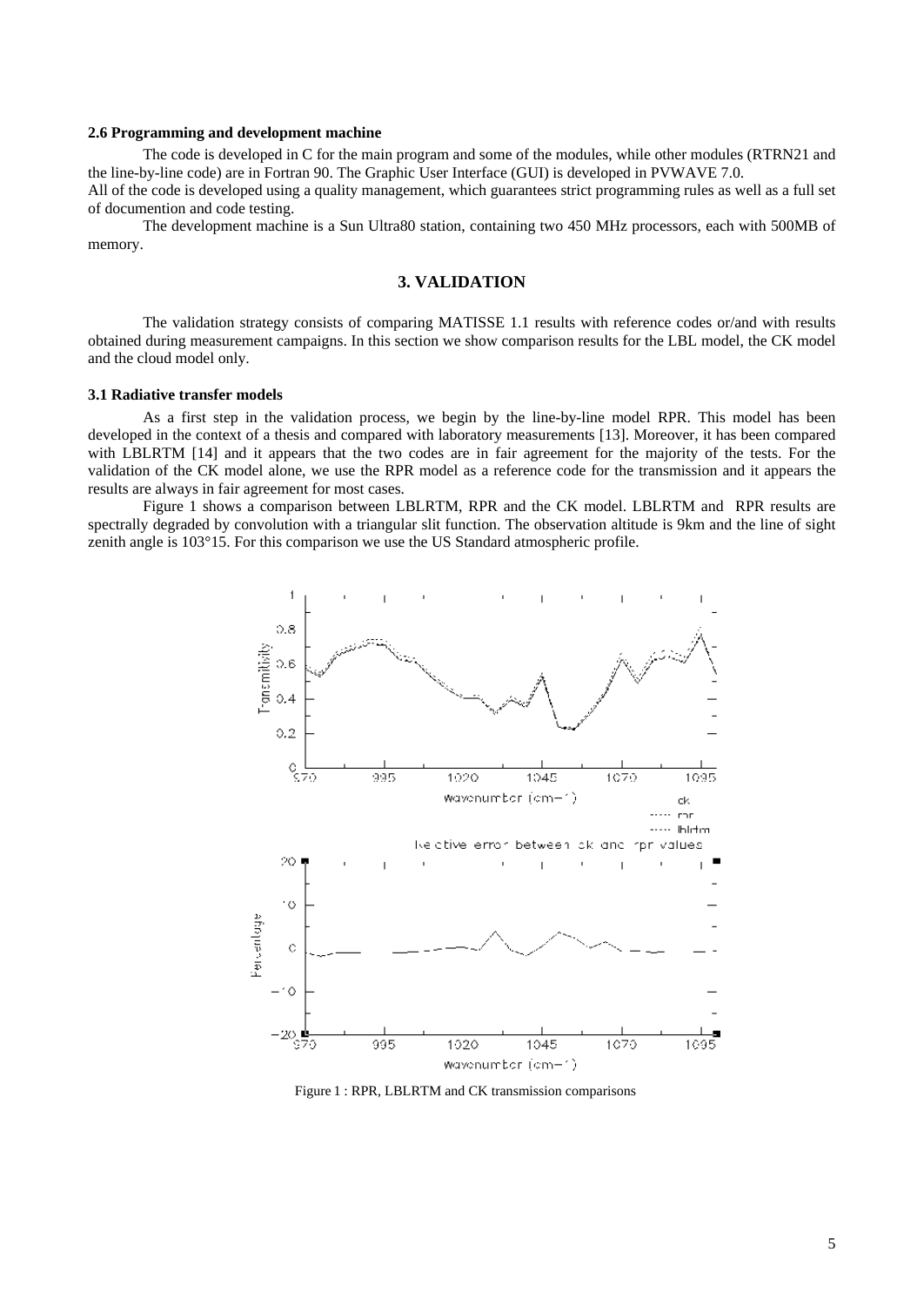**2.6 Programming and development machine**

The code is developed in C for the main program and some of the modules, while other modules (RTRN21 and the line-by-line code) are in Fortran 90. The Graphic User Interface (GUI) is developed in PVWAVE 7.0.
All of the code is developed using a quality management, which guarantees strict programming rules as well as a full set of documention and code testing.

The development machine is a Sun Ultra80 station, containing two 450 MHz processors, each with 500MB of memory.

## 3. VALIDATION

The validation strategy consists of comparing MATISSE 1.1 results with reference codes or/and with results obtained during measurement campaigns. In this section we show comparison results for the LBL model, the CK model and the cloud model only.

**3.1 Radiative transfer models**

As a first step in the validation process, we begin by the line-by-line model RPR. This model has been developed in the context of a thesis and compared with laboratory measurements [13]. Moreover, it has been compared with LBLRTM [14] and it appears that the two codes are in fair agreement for the majority of the tests. For the validation of the CK model alone, we use the RPR model as a reference code for the transmission and it appears the results are always in fair agreement for most cases.

Figure 1 shows a comparison between LBLRTM, RPR and the CK model. LBLRTM and RPR results are spectrally degraded by convolution with a triangular slit function. The observation altitude is 9km and the line of sight zenith angle is 103°15. For this comparison we use the US Standard atmospheric profile.

Figure 1 : RPR, LBLRTM and CK transmission comparisons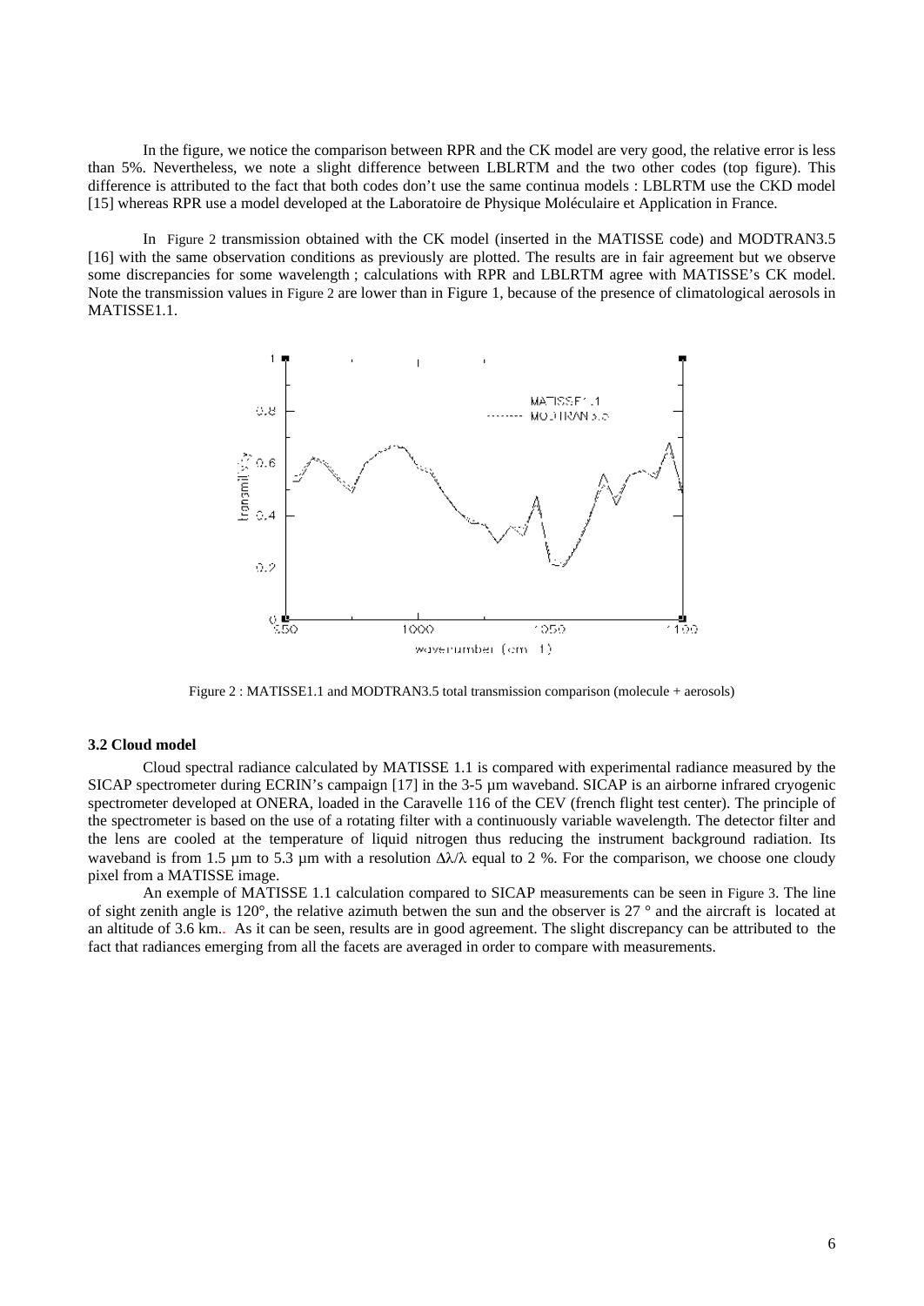In the figure, we notice the comparison between RPR and the CK model are very good, the relative error is less than 5%. Nevertheless, we note a slight difference between LBLRTM and the two other codes (top figure). This difference is attributed to the fact that both codes don't use the same continua models : LBLRTM use the CKD model [15] whereas RPR use a model developed at the Laboratoire de Physique Moléculaire et Application in France.

In Figure 2 transmission obtained with the CK model (inserted in the MATISSE code) and MODTRAN3.5 [16] with the same observation conditions as previously are plotted. The results are in fair agreement but we observe some discrepancies for some wavelength ; calculations with RPR and LBLRTM agree with MATISSE's CK model. Note the transmission values in Figure 2 are lower than in Figure 1, because of the presence of climatological aerosols in MATISSE1.1.

Figure 2 : MATISSE1.1 and MODTRAN3.5 total transmission comparison (molecule + aerosols)

### 3.2 Cloud model

Cloud spectral radiance calculated by MATISSE 1.1 is compared with experimental radiance measured by the SICAP spectrometer during ECRIN's campaign [17] in the 3-5 µm waveband. SICAP is an airborne infrared cryogenic spectrometer developed at ONERA, loaded in the Caravelle 116 of the CEV (french flight test center). The principle of the spectrometer is based on the use of a rotating filter with a continuously variable wavelength. The detector filter and the lens are cooled at the temperature of liquid nitrogen thus reducing the instrument background radiation. Its waveband is from 1.5 µm to 5.3 µm with a resolution $\Delta\lambda/\lambda$ equal to 2 %. For the comparison, we choose one cloudy pixel from a MATISSE image.

An exemple of MATISSE 1.1 calculation compared to SICAP measurements can be seen in Figure 3. The line of sight zenith angle is 120°, the relative azimuth betwen the sun and the observer is 27 ° and the aircraft is located at an altitude of 3.6 km.. As it can be seen, results are in good agreement. The slight discrepancy can be attributed to the fact that radiances emerging from all the facets are averaged in order to compare with measurements.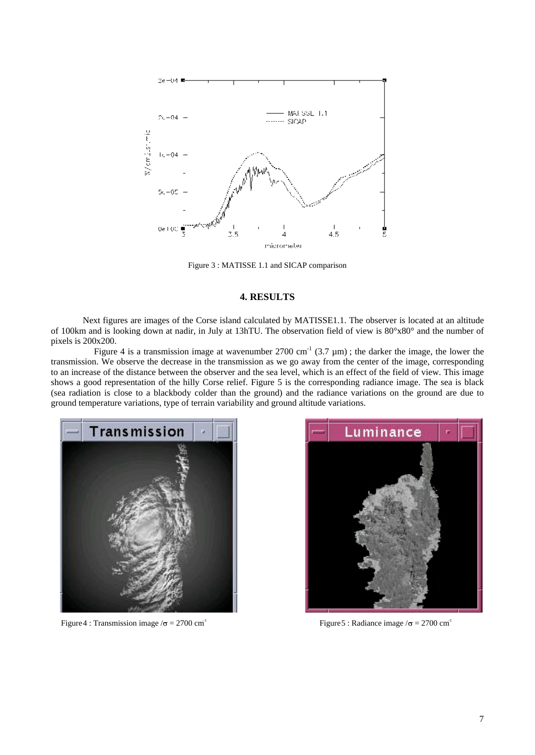Figure 3 : MATISSE 1.1 and SICAP comparison

### 4. RESULTS

Next figures are images of the Corse island calculated by MATISSE1.1. The observer is located at an altitude of 100km and is looking down at nadir, in July at 13hTU. The observation field of view is 80°x80° and the number of pixels is 200x200.

Figure 4 is a transmission image at wavenumber 2700 cm$^{-1}$ (3.7 µm) ; the darker the image, the lower the transmission. We observe the decrease in the transmission as we go away from the center of the image, corresponding to an increase of the distance between the observer and the sea level, which is an effect of the field of view. This image shows a good representation of the hilly Corse relief. Figure 5 is the corresponding radiance image. The sea is black (sea radiation is close to a blackbody colder than the ground) and the radiance variations on the ground are due to ground temperature variations, type of terrain variability and ground altitude variations.

Figure 4 : Transmission image /$\sigma$ = 2700 cm$^{-1}$

Figure 5 : Radiance image /$\sigma$ = 2700 cm$^{-1}$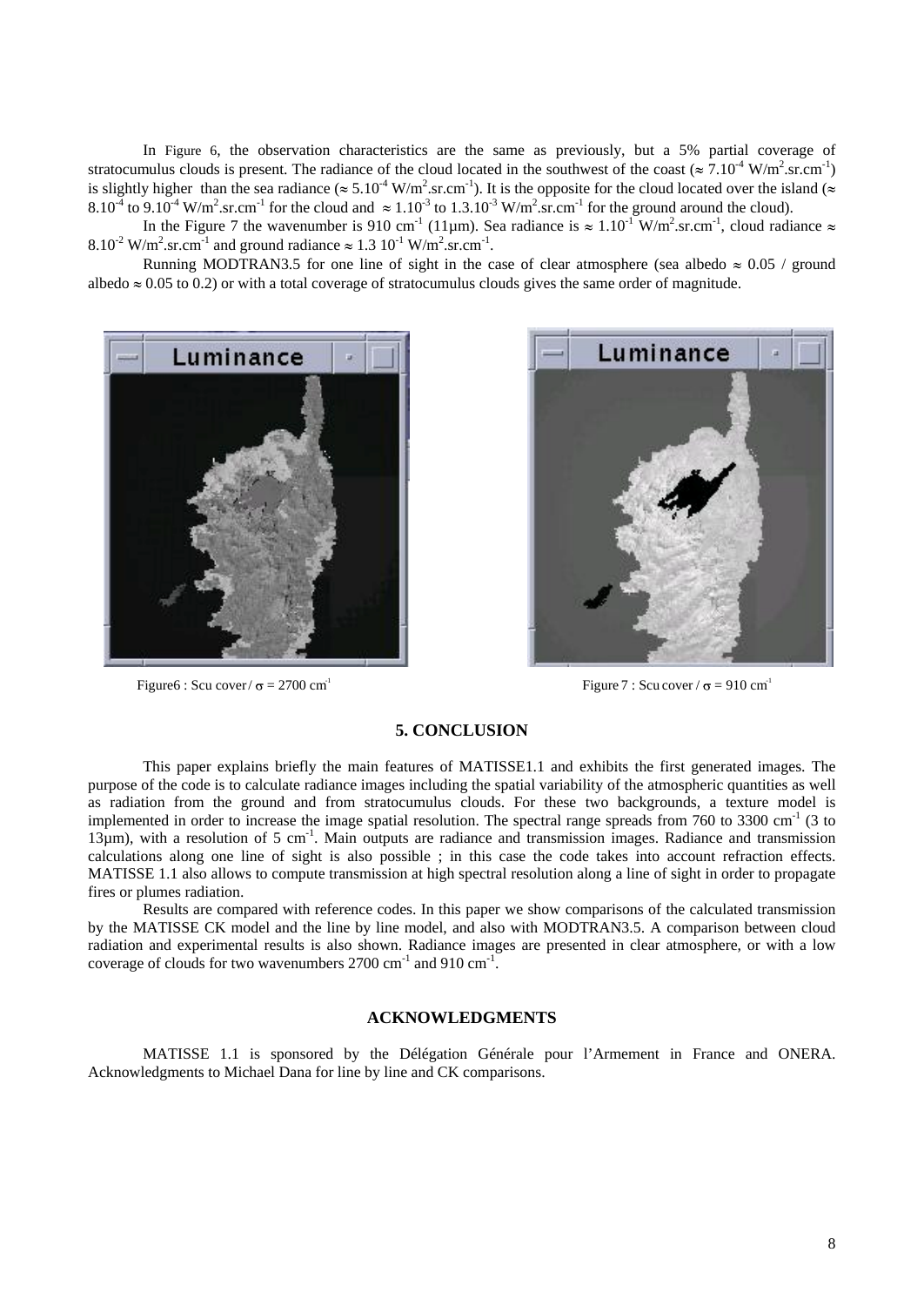In Figure 6, the observation characteristics are the same as previously, but a 5% partial coverage of stratocumulus clouds is present. The radiance of the cloud located in the southwest of the coast ($\approx 7.10^{-4}$ W/m$^2$.sr.cm$^{-1}$) is slightly higher than the sea radiance ($\approx 5.10^{-4}$ W/m$^2$.sr.cm$^{-1}$). It is the opposite for the cloud located over the island ($\approx 8.10^{-4}$ to $9.10^{-4}$ W/m$^2$.sr.cm$^{-1}$ for the cloud and $\approx 1.10^{-3}$ to $1.3.10^{-3}$ W/m$^2$.sr.cm$^{-1}$ for the ground around the cloud).

In the Figure 7 the wavenumber is 910 cm$^{-1}$ (11µm). Sea radiance is $\approx 1.10^{-1}$ W/m$^2$.sr.cm$^{-1}$, cloud radiance $\approx 8.10^{-2}$ W/m$^2$.sr.cm$^{-1}$ and ground radiance $\approx 1.3\ 10^{-1}$ W/m$^2$.sr.cm$^{-1}$.

Running MODTRAN3.5 for one line of sight in the case of clear atmosphere (sea albedo $\approx 0.05$ / ground albedo $\approx 0.05$ to 0.2) or with a total coverage of stratocumulus clouds gives the same order of magnitude.

Figure6 : Scu cover / $\sigma = 2700$ cm$^{-1}$

Figure 7 : Scu cover / $\sigma = 910$ cm$^{-1}$

## 5. CONCLUSION

This paper explains briefly the main features of MATISSE1.1 and exhibits the first generated images. The purpose of the code is to calculate radiance images including the spatial variability of the atmospheric quantities as well as radiation from the ground and from stratocumulus clouds. For these two backgrounds, a texture model is implemented in order to increase the image spatial resolution. The spectral range spreads from 760 to 3300 cm$^{-1}$ (3 to 13µm), with a resolution of 5 cm$^{-1}$. Main outputs are radiance and transmission images. Radiance and transmission calculations along one line of sight is also possible ; in this case the code takes into account refraction effects. MATISSE 1.1 also allows to compute transmission at high spectral resolution along a line of sight in order to propagate fires or plumes radiation.

Results are compared with reference codes. In this paper we show comparisons of the calculated transmission by the MATISSE CK model and the line by line model, and also with MODTRAN3.5. A comparison between cloud radiation and experimental results is also shown. Radiance images are presented in clear atmosphere, or with a low coverage of clouds for two wavenumbers 2700 cm$^{-1}$ and 910 cm$^{-1}$.

## ACKNOWLEDGMENTS

MATISSE 1.1 is sponsored by the Délégation Générale pour l'Armement in France and ONERA. Acknowledgments to Michael Dana for line by line and CK comparisons.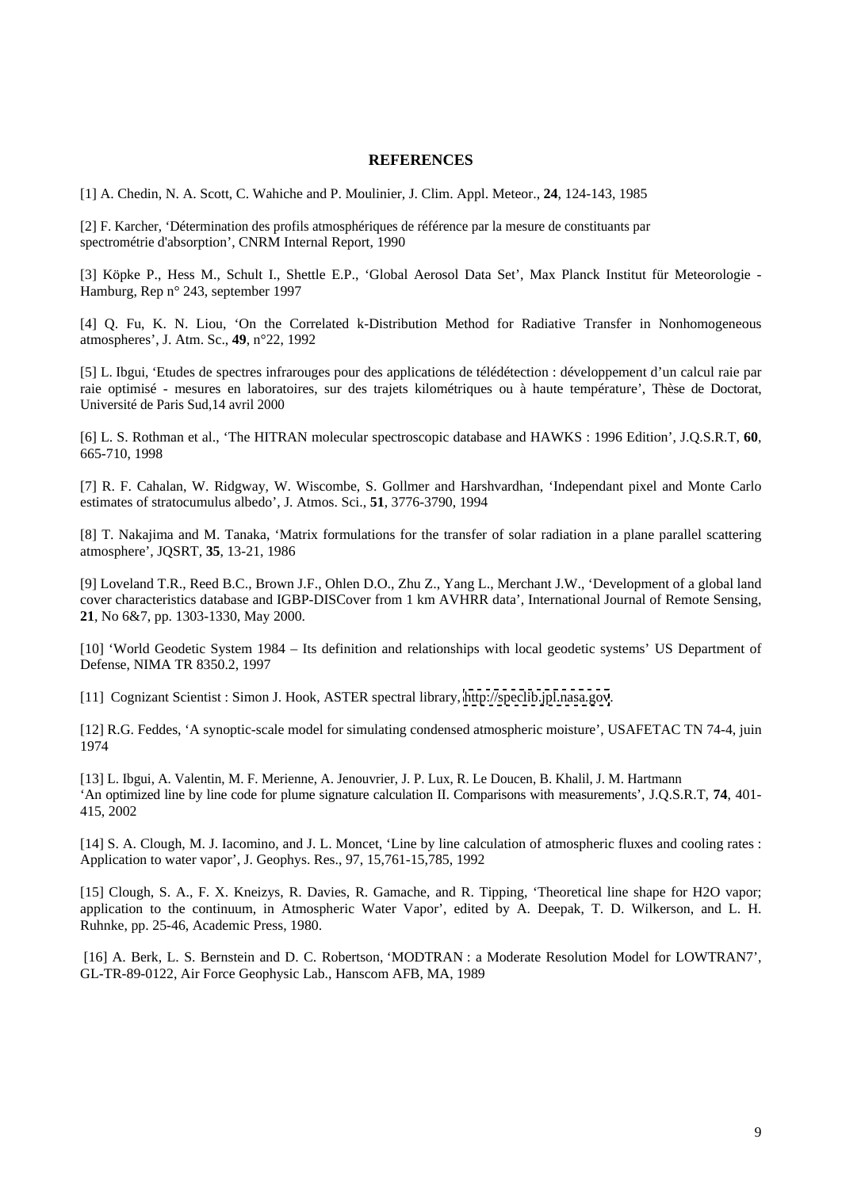## REFERENCES

[1] A. Chedin, N. A. Scott, C. Wahiche and P. Moulinier, J. Clim. Appl. Meteor., **24**, 124-143, 1985

[2] F. Karcher, 'Détermination des profils atmosphériques de référence par la mesure de constituants par spectrométrie d'absorption', CNRM Internal Report, 1990

[3] Köpke P., Hess M., Schult I., Shettle E.P., 'Global Aerosol Data Set', Max Planck Institut für Meteorologie - Hamburg, Rep n° 243, september 1997

[4] Q. Fu, K. N. Liou, 'On the Correlated k-Distribution Method for Radiative Transfer in Nonhomogeneous atmospheres', J. Atm. Sc., **49**, n°22, 1992

[5] L. Ibgui, 'Etudes de spectres infrarouges pour des applications de télédétection : développement d'un calcul raie par raie optimisé - mesures en laboratoires, sur des trajets kilométriques ou à haute température', Thèse de Doctorat, Université de Paris Sud,14 avril 2000

[6] L. S. Rothman et al., 'The HITRAN molecular spectroscopic database and HAWKS : 1996 Edition', J.Q.S.R.T, **60**, 665-710, 1998

[7] R. F. Cahalan, W. Ridgway, W. Wiscombe, S. Gollmer and Harshvardhan, 'Independant pixel and Monte Carlo estimates of stratocumulus albedo', J. Atmos. Sci., **51**, 3776-3790, 1994

[8] T. Nakajima and M. Tanaka, 'Matrix formulations for the transfer of solar radiation in a plane parallel scattering atmosphere', JQSRT, **35**, 13-21, 1986

[9] Loveland T.R., Reed B.C., Brown J.F., Ohlen D.O., Zhu Z., Yang L., Merchant J.W., 'Development of a global land cover characteristics database and IGBP-DISCover from 1 km AVHRR data', International Journal of Remote Sensing, **21**, No 6&7, pp. 1303-1330, May 2000.

[10] 'World Geodetic System 1984 – Its definition and relationships with local geodetic systems' US Department of Defense, NIMA TR 8350.2, 1997

[11] Cognizant Scientist : Simon J. Hook, ASTER spectral library, http://speclib.jpl.nasa.gov.

[12] R.G. Feddes, 'A synoptic-scale model for simulating condensed atmospheric moisture', USAFETAC TN 74-4, juin 1974

[13] L. Ibgui, A. Valentin, M. F. Merienne, A. Jenouvrier, J. P. Lux, R. Le Doucen, B. Khalil, J. M. Hartmann 'An optimized line by line code for plume signature calculation II. Comparisons with measurements', J.Q.S.R.T, **74**, 401-415, 2002

[14] S. A. Clough, M. J. Iacomino, and J. L. Moncet, 'Line by line calculation of atmospheric fluxes and cooling rates : Application to water vapor', J. Geophys. Res., 97, 15,761-15,785, 1992

[15] Clough, S. A., F. X. Kneizys, R. Davies, R. Gamache, and R. Tipping, 'Theoretical line shape for H2O vapor; application to the continuum, in Atmospheric Water Vapor', edited by A. Deepak, T. D. Wilkerson, and L. H. Ruhnke, pp. 25-46, Academic Press, 1980.

[16] A. Berk, L. S. Bernstein and D. C. Robertson, 'MODTRAN : a Moderate Resolution Model for LOWTRAN7', GL-TR-89-0122, Air Force Geophysic Lab., Hanscom AFB, MA, 1989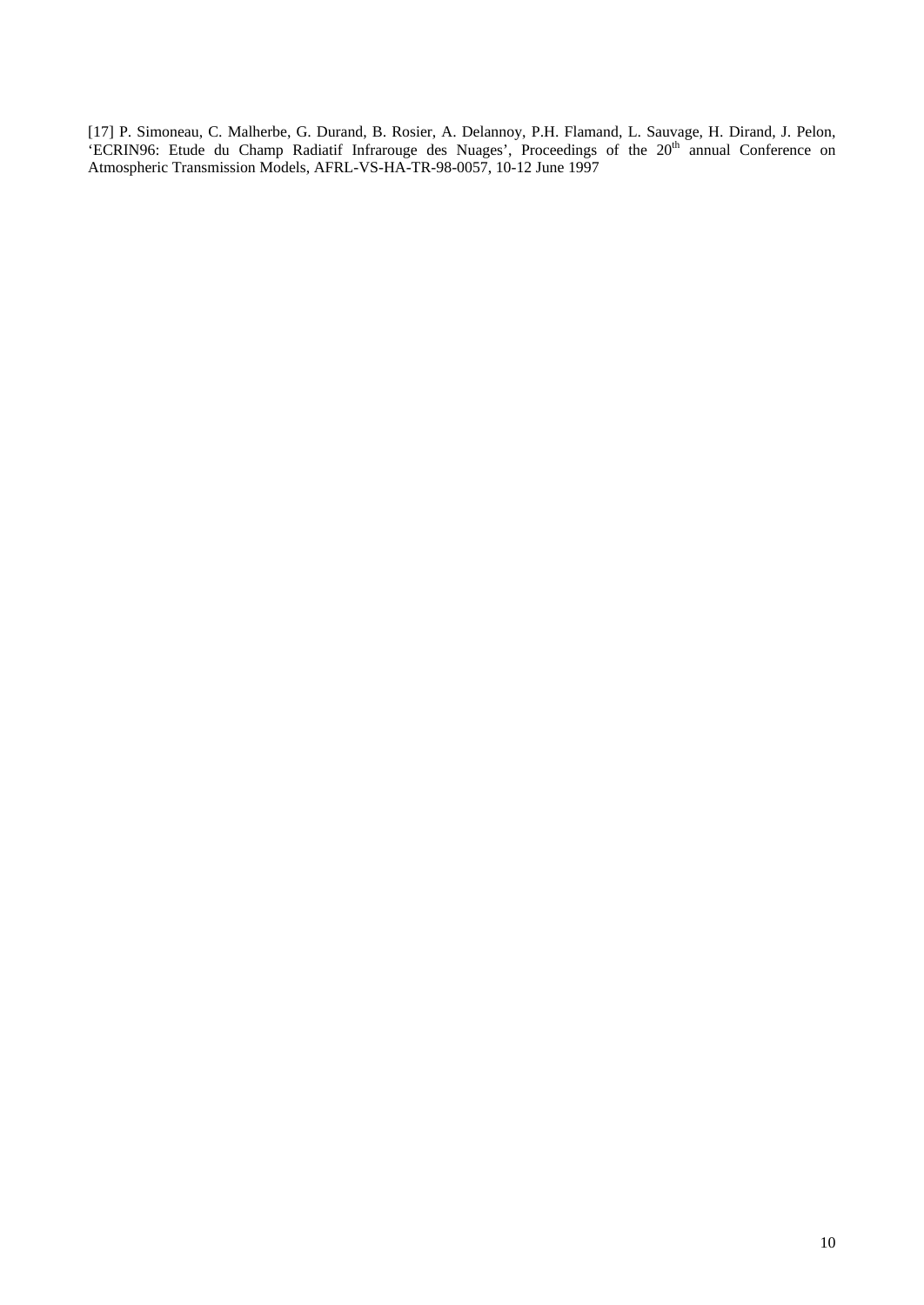[17] P. Simoneau, C. Malherbe, G. Durand, B. Rosier, A. Delannoy, P.H. Flamand, L. Sauvage, H. Dirand, J. Pelon, 'ECRIN96: Etude du Champ Radiatif Infrarouge des Nuages', Proceedings of the 20th annual Conference on Atmospheric Transmission Models, AFRL-VS-HA-TR-98-0057, 10-12 June 1997